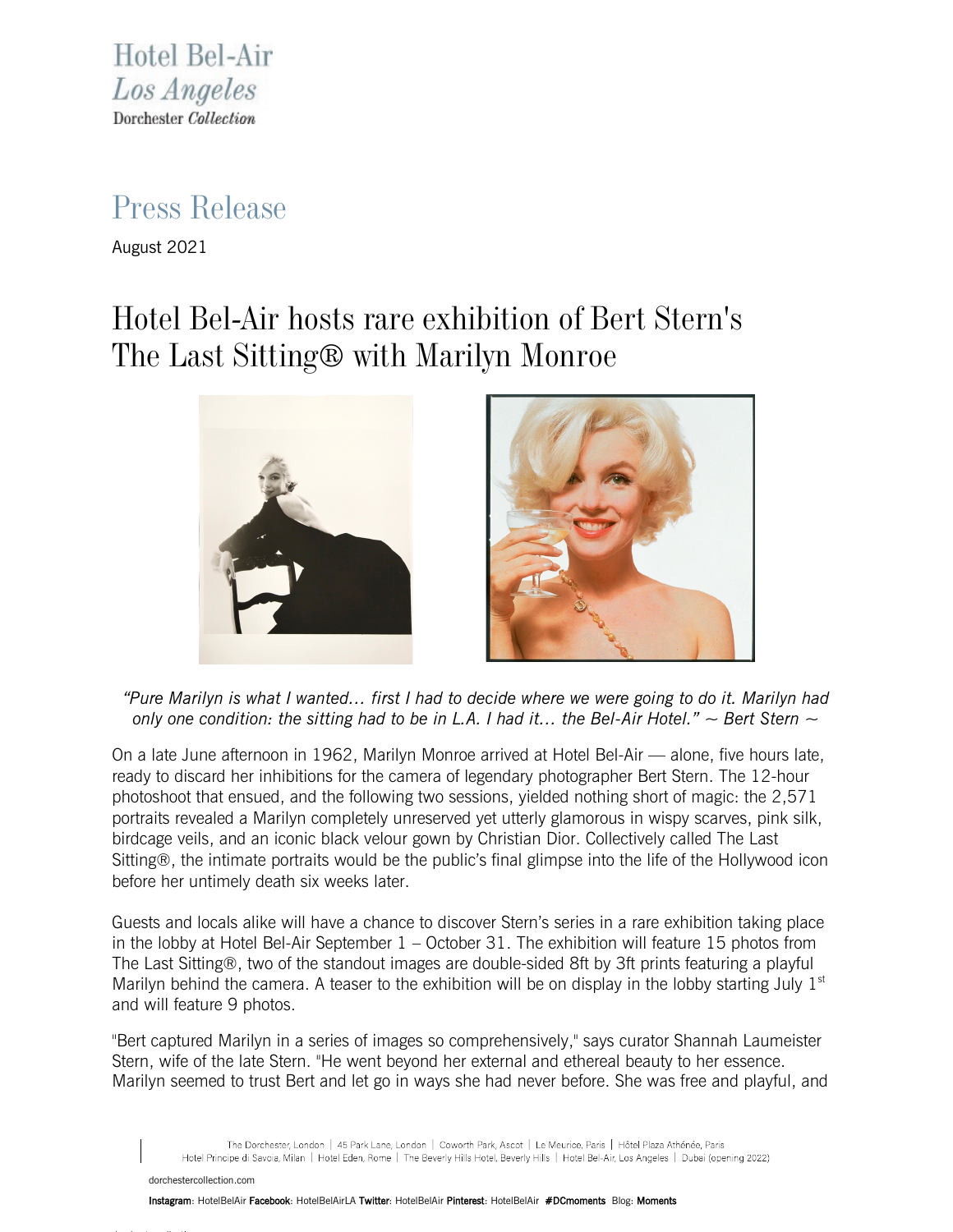Hotel Bel-Air
*Los Angeles*
Dorchester *Collection*

# Press Release

August 2021

## Hotel Bel-Air hosts rare exhibition of Bert Stern's The Last Sitting® with Marilyn Monroe

*"Pure Marilyn is what I wanted… first I had to decide where we were going to do it. Marilyn had only one condition: the sitting had to be in L.A. I had it… the Bel-Air Hotel." ~ Bert Stern ~*

On a late June afternoon in 1962, Marilyn Monroe arrived at Hotel Bel-Air — alone, five hours late, ready to discard her inhibitions for the camera of legendary photographer Bert Stern. The 12-hour photoshoot that ensued, and the following two sessions, yielded nothing short of magic: the 2,571 portraits revealed a Marilyn completely unreserved yet utterly glamorous in wispy scarves, pink silk, birdcage veils, and an iconic black velour gown by Christian Dior. Collectively called The Last Sitting®, the intimate portraits would be the public's final glimpse into the life of the Hollywood icon before her untimely death six weeks later.

Guests and locals alike will have a chance to discover Stern's series in a rare exhibition taking place in the lobby at Hotel Bel-Air September 1 – October 31. The exhibition will feature 15 photos from The Last Sitting®, two of the standout images are double-sided 8ft by 3ft prints featuring a playful Marilyn behind the camera. A teaser to the exhibition will be on display in the lobby starting July 1st and will feature 9 photos.

"Bert captured Marilyn in a series of images so comprehensively," says curator Shannah Laumeister Stern, wife of the late Stern. "He went beyond her external and ethereal beauty to her essence. Marilyn seemed to trust Bert and let go in ways she had never before. She was free and playful, and

The Dorchester, London | 45 Park Lane, London | Coworth Park, Ascot | Le Meurice, Paris | Hôtel Plaza Athénée, Paris
Hotel Principe di Savoia, Milan | Hotel Eden, Rome | The Beverly Hills Hotel, Beverly Hills | Hotel Bel-Air, Los Angeles | Dubai (opening 2022)

dorchestercollection.com

**Instagram**: HotelBelAir **Facebook**: HotelBelAirLA **Twitter**: HotelBelAir **Pinterest**: HotelBelAir **#DCmoments** Blog: **Moments**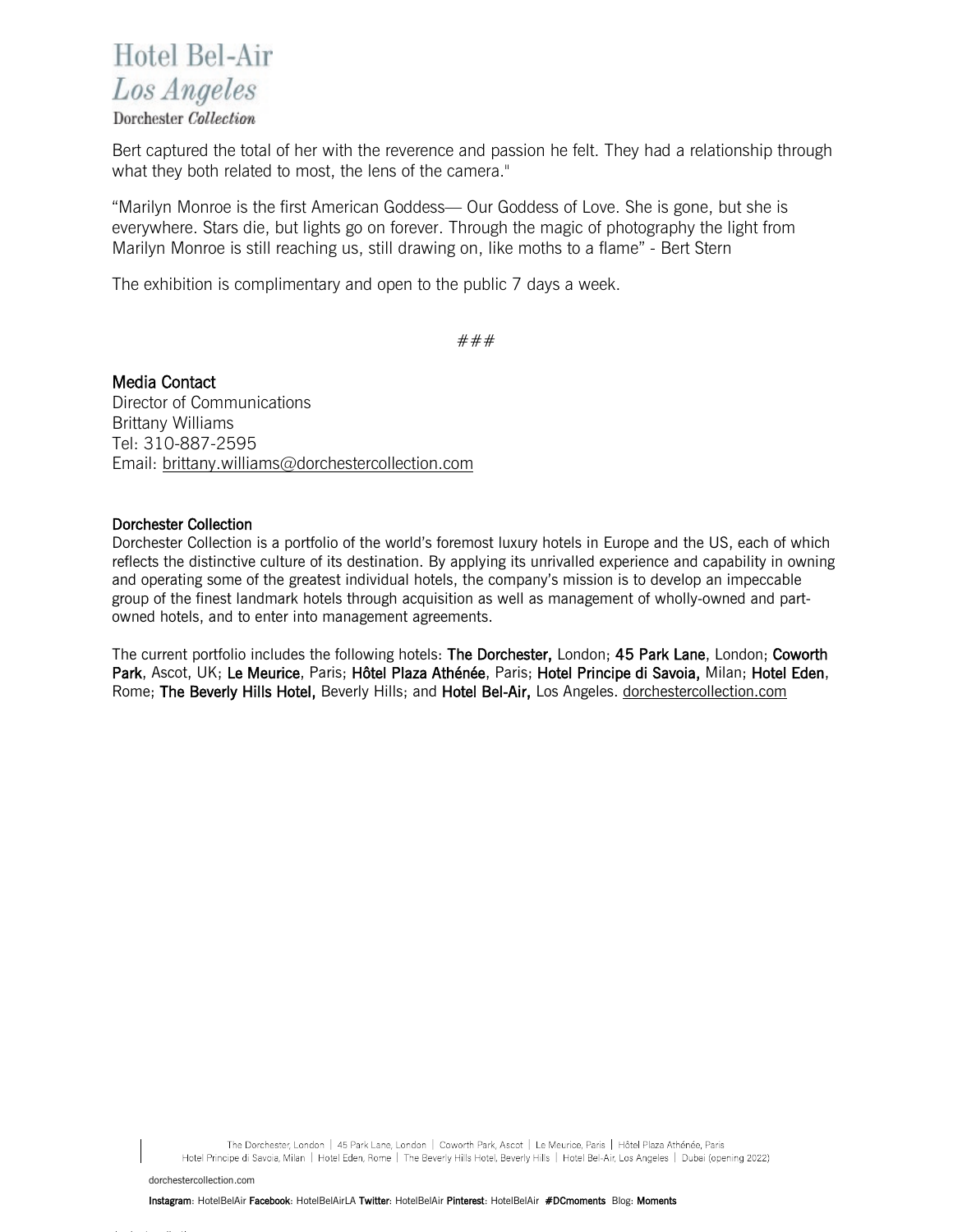Bert captured the total of her with the reverence and passion he felt. They had a relationship through what they both related to most, the lens of the camera."

"Marilyn Monroe is the first American Goddess— Our Goddess of Love. She is gone, but she is everywhere. Stars die, but lights go on forever. Through the magic of photography the light from Marilyn Monroe is still reaching us, still drawing on, like moths to a flame" - Bert Stern

The exhibition is complimentary and open to the public 7 days a week.

###

**Media Contact**
Director of Communications
Brittany Williams
Tel: 310-887-2595
Email: brittany.williams@dorchestercollection.com

**Dorchester Collection**
Dorchester Collection is a portfolio of the world's foremost luxury hotels in Europe and the US, each of which reflects the distinctive culture of its destination. By applying its unrivalled experience and capability in owning and operating some of the greatest individual hotels, the company's mission is to develop an impeccable group of the finest landmark hotels through acquisition as well as management of wholly-owned and part-owned hotels, and to enter into management agreements.

The current portfolio includes the following hotels: **The Dorchester,** London; **45 Park Lane**, London; **Coworth Park**, Ascot, UK; **Le Meurice**, Paris; **Hôtel Plaza Athénée**, Paris; **Hotel Principe di Savoia,** Milan; **Hotel Eden**, Rome; **The Beverly Hills Hotel,** Beverly Hills; and **Hotel Bel-Air,** Los Angeles. dorchestercollection.com